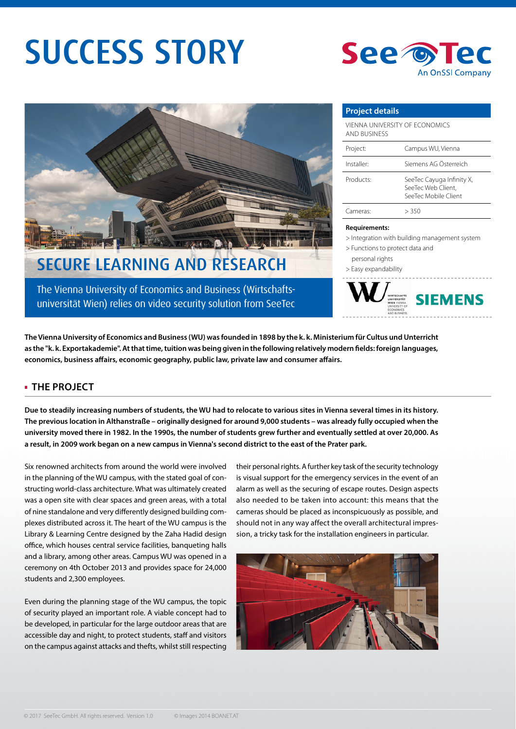# SUCCESS STORY

SeeTec
An OnSSI Company

## SECURE LEARNING AND RESEARCH

The Vienna University of Economics and Business (Wirtschafts­universität Wien) relies on video security solution from SeeTec

### Project details

VIENNA UNIVERSITY OF ECONOMICS AND BUSINESS

| | |
|---|---|
| Project: | Campus WU, Vienna |
| Installer: | Siemens AG Österreich |
| Products: | SeeTec Cayuga Infinity X, SeeTec Web Client, SeeTec Mobile Client |
| Cameras: | > 350 |

**Requirements:**

> Integration with building management system
> Functions to protect data and personal rights
> Easy expandability

**The Vienna University of Economics and Business (WU) was founded in 1898 by the k. k. Ministerium für Cultus und Unterricht as the "k. k. Exportakademie". At that time, tuition was being given in the following relatively modern fields: foreign languages, economics, business affairs, economic geography, public law, private law and consumer affairs.**

## THE PROJECT

**Due to steadily increasing numbers of students, the WU had to relocate to various sites in Vienna several times in its history. The previous location in Althanstraße – originally designed for around 9,000 students – was already fully occupied when the university moved there in 1982. In the 1990s, the number of students grew further and eventually settled at over 20,000. As a result, in 2009 work began on a new campus in Vienna's second district to the east of the Prater park.**

Six renowned architects from around the world were involved in the planning of the WU campus, with the stated goal of constructing world-class architecture. What was ultimately created was a open site with clear spaces and green areas, with a total of nine standalone and very differently designed building complexes distributed across it. The heart of the WU campus is the Library & Learning Centre designed by the Zaha Hadid design office, which houses central service facilities, banqueting halls and a library, among other areas. Campus WU was opened in a ceremony on 4th October 2013 and provides space for 24,000 students and 2,300 employees.

Even during the planning stage of the WU campus, the topic of security played an important role. A viable concept had to be developed, in particular for the large outdoor areas that are accessible day and night, to protect students, staff and visitors on the campus against attacks and thefts, whilst still respecting their personal rights. A further key task of the security technology is visual support for the emergency services in the event of an alarm as well as the securing of escape routes. Design aspects also needed to be taken into account: this means that the cameras should be placed as inconspicuously as possible, and should not in any way affect the overall architectural impression, a tricky task for the installation engineers in particular.

© 2017 SeeTec GmbH. All rights reserved. Version 1.0 © Images 2014 BOANET.AT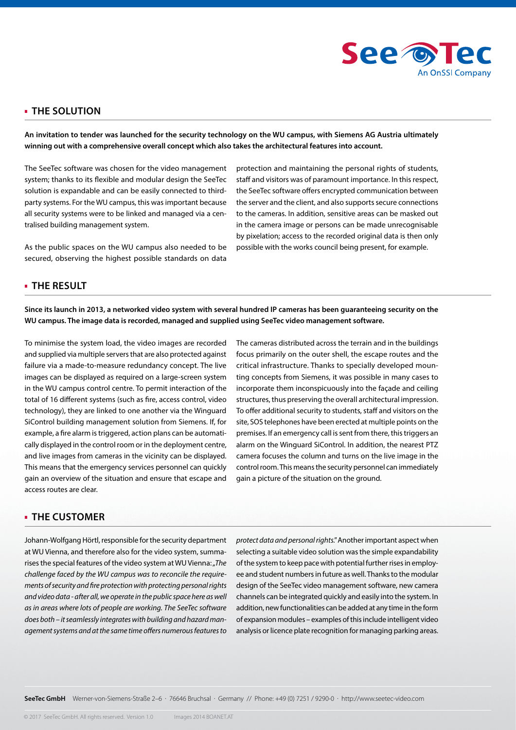## THE SOLUTION

**An invitation to tender was launched for the security technology on the WU campus, with Siemens AG Austria ultimately winning out with a comprehensive overall concept which also takes the architectural features into account.**

The SeeTec software was chosen for the video management system; thanks to its flexible and modular design the SeeTec solution is expandable and can be easily connected to third-party systems. For the WU campus, this was important because all security systems were to be linked and managed via a centralised building management system.

As the public spaces on the WU campus also needed to be secured, observing the highest possible standards on data protection and maintaining the personal rights of students, staff and visitors was of paramount importance. In this respect, the SeeTec software offers encrypted communication between the server and the client, and also supports secure connections to the cameras. In addition, sensitive areas can be masked out in the camera image or persons can be made unrecognisable by pixelation; access to the recorded original data is then only possible with the works council being present, for example.

## THE RESULT

**Since its launch in 2013, a networked video system with several hundred IP cameras has been guaranteeing security on the WU campus. The image data is recorded, managed and supplied using SeeTec video management software.**

To minimise the system load, the video images are recorded and supplied via multiple servers that are also protected against failure via a made-to-measure redundancy concept. The live images can be displayed as required on a large-screen system in the WU campus control centre. To permit interaction of the total of 16 different systems (such as fire, access control, video technology), they are linked to one another via the Winguard SiControl building management solution from Siemens. If, for example, a fire alarm is triggered, action plans can be automatically displayed in the control room or in the deployment centre, and live images from cameras in the vicinity can be displayed. This means that the emergency services personnel can quickly gain an overview of the situation and ensure that escape and access routes are clear.

The cameras distributed across the terrain and in the buildings focus primarily on the outer shell, the escape routes and the critical infrastructure. Thanks to specially developed mounting concepts from Siemens, it was possible in many cases to incorporate them inconspicuously into the façade and ceiling structures, thus preserving the overall architectural impression. To offer additional security to students, staff and visitors on the site, SOS telephones have been erected at multiple points on the premises. If an emergency call is sent from there, this triggers an alarm on the Winguard SiControl. In addition, the nearest PTZ camera focuses the column and turns on the live image in the control room. This means the security personnel can immediately gain a picture of the situation on the ground.

## THE CUSTOMER

Johann-Wolfgang Hörtl, responsible for the security department at WU Vienna, and therefore also for the video system, summarises the special features of the video system at WU Vienna: *„The challenge faced by the WU campus was to reconcile the requirements of security and fire protection with protecting personal rights and video data - after all, we operate in the public space here as well as in areas where lots of people are working. The SeeTec software does both – it seamlessly integrates with building and hazard management systems and at the same time offers numerous features to protect data and personal rights."* Another important aspect when selecting a suitable video solution was the simple expandability of the system to keep pace with potential further rises in employee and student numbers in future as well. Thanks to the modular design of the SeeTec video management software, new camera channels can be integrated quickly and easily into the system. In addition, new functionalities can be added at any time in the form of expansion modules – examples of this include intelligent video analysis or licence plate recognition for managing parking areas.

**SeeTec GmbH** Werner-von-Siemens-Straße 2–6 · 76646 Bruchsal · Germany // Phone: +49 (0) 7251 / 9290-0 · http://www.seetec-video.com

© 2017 SeeTec GmbH. All rights reserved. Version 1.0 Images 2014 BOANET.AT